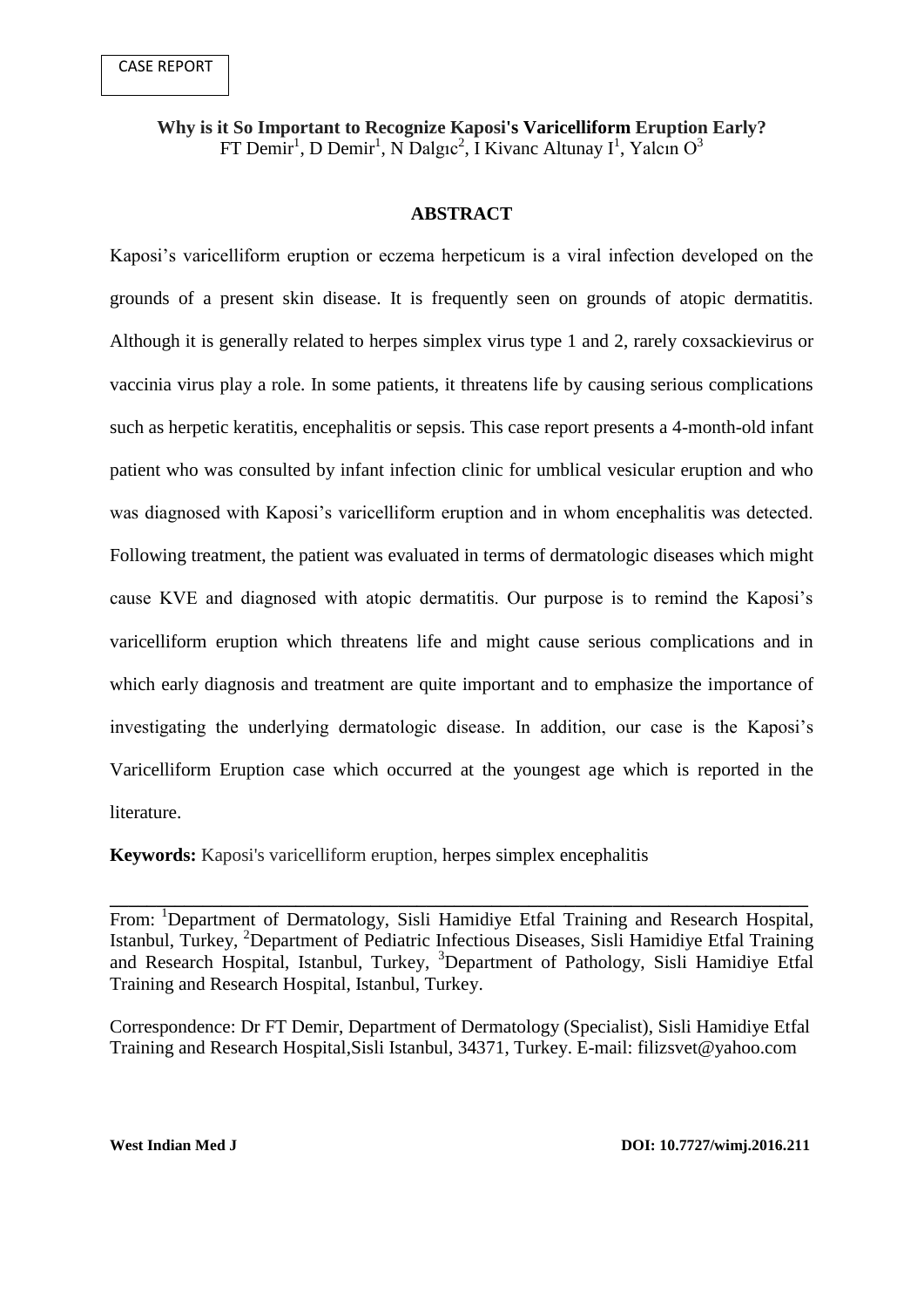CASE REPORT

# Why is it So Important to Recognize Kaposi's Varicelliform Eruption Early?

FT Demir[1], D Demir[1], N Dalgıc[2], I Kivanc Altunay I[1], Yalcın O[3]

## ABSTRACT

Kaposi's varicelliform eruption or eczema herpeticum is a viral infection developed on the grounds of a present skin disease. It is frequently seen on grounds of atopic dermatitis. Although it is generally related to herpes simplex virus type 1 and 2, rarely coxsackievirus or vaccinia virus play a role. In some patients, it threatens life by causing serious complications such as herpetic keratitis, encephalitis or sepsis. This case report presents a 4-month-old infant patient who was consulted by infant infection clinic for umblical vesicular eruption and who was diagnosed with Kaposi's varicelliform eruption and in whom encephalitis was detected. Following treatment, the patient was evaluated in terms of dermatologic diseases which might cause KVE and diagnosed with atopic dermatitis. Our purpose is to remind the Kaposi's varicelliform eruption which threatens life and might cause serious complications and in which early diagnosis and treatment are quite important and to emphasize the importance of investigating the underlying dermatologic disease. In addition, our case is the Kaposi's Varicelliform Eruption case which occurred at the youngest age which is reported in the literature.

**Keywords:** Kaposi's varicelliform eruption, herpes simplex encephalitis

---

From: [1]Department of Dermatology, Sisli Hamidiye Etfal Training and Research Hospital, Istanbul, Turkey, [2]Department of Pediatric Infectious Diseases, Sisli Hamidiye Etfal Training and Research Hospital, Istanbul, Turkey, [3]Department of Pathology, Sisli Hamidiye Etfal Training and Research Hospital, Istanbul, Turkey.

Correspondence: Dr FT Demir, Department of Dermatology (Specialist), Sisli Hamidiye Etfal Training and Research Hospital,Sisli Istanbul, 34371, Turkey. E-mail: filizsvet@yahoo.com

West Indian Med J DOI: 10.7727/wimj.2016.211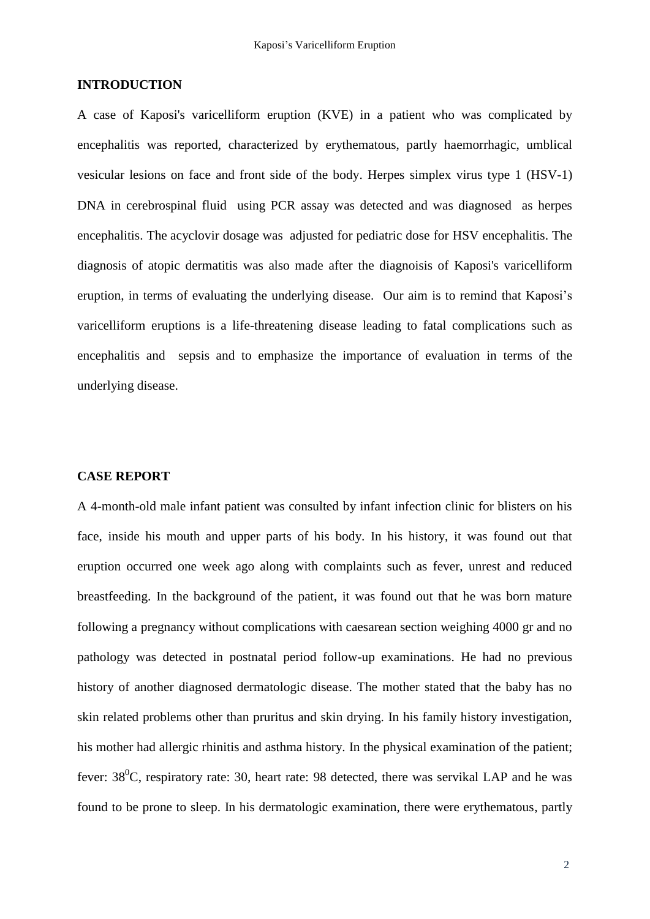## INTRODUCTION

A case of Kaposi's varicelliform eruption (KVE) in a patient who was complicated by encephalitis was reported, characterized by erythematous, partly haemorrhagic, umblical vesicular lesions on face and front side of the body. Herpes simplex virus type 1 (HSV-1) DNA in cerebrospinal fluid using PCR assay was detected and was diagnosed as herpes encephalitis. The acyclovir dosage was adjusted for pediatric dose for HSV encephalitis. The diagnosis of atopic dermatitis was also made after the diagnoisis of Kaposi's varicelliform eruption, in terms of evaluating the underlying disease. Our aim is to remind that Kaposi's varicelliform eruptions is a life-threatening disease leading to fatal complications such as encephalitis and sepsis and to emphasize the importance of evaluation in terms of the underlying disease.

## CASE REPORT

A 4-month-old male infant patient was consulted by infant infection clinic for blisters on his face, inside his mouth and upper parts of his body. In his history, it was found out that eruption occurred one week ago along with complaints such as fever, unrest and reduced breastfeeding. In the background of the patient, it was found out that he was born mature following a pregnancy without complications with caesarean section weighing 4000 gr and no pathology was detected in postnatal period follow-up examinations. He had no previous history of another diagnosed dermatologic disease. The mother stated that the baby has no skin related problems other than pruritus and skin drying. In his family history investigation, his mother had allergic rhinitis and asthma history. In the physical examination of the patient; fever: $38^0$C, respiratory rate: 30, heart rate: 98 detected, there was servikal LAP and he was found to be prone to sleep. In his dermatologic examination, there were erythematous, partly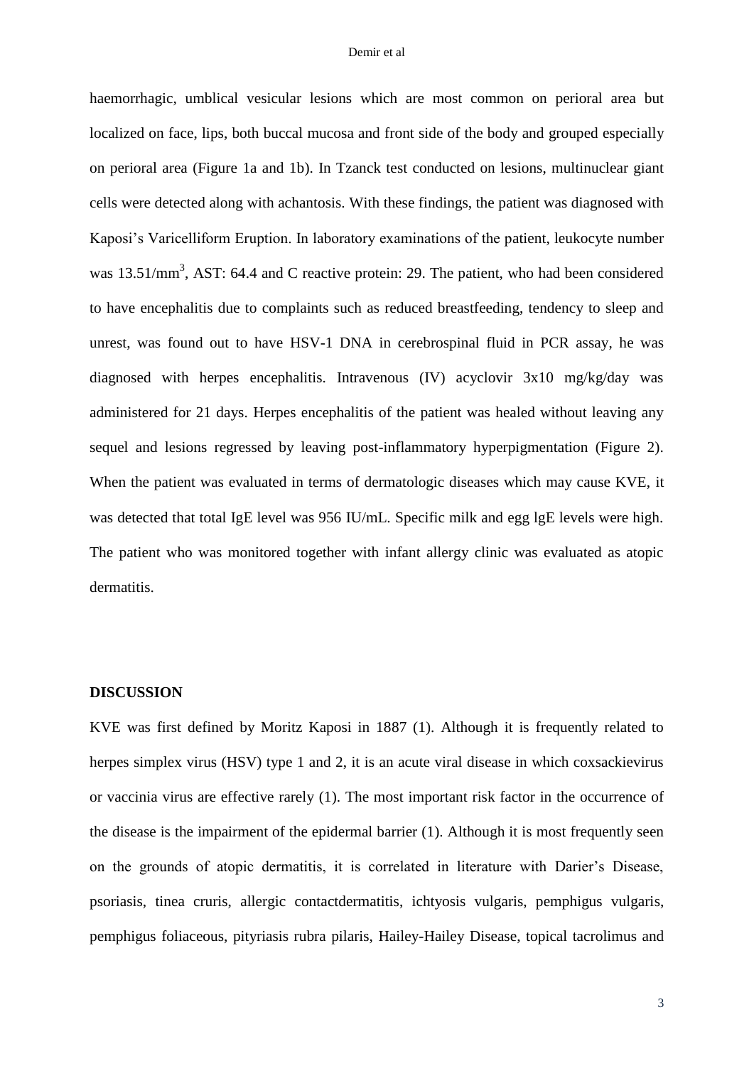haemorrhagic, umblical vesicular lesions which are most common on perioral area but localized on face, lips, both buccal mucosa and front side of the body and grouped especially on perioral area (Figure 1a and 1b). In Tzanck test conducted on lesions, multinuclear giant cells were detected along with achantosis. With these findings, the patient was diagnosed with Kaposi's Varicelliform Eruption. In laboratory examinations of the patient, leukocyte number was 13.51/mm$^3$, AST: 64.4 and C reactive protein: 29. The patient, who had been considered to have encephalitis due to complaints such as reduced breastfeeding, tendency to sleep and unrest, was found out to have HSV-1 DNA in cerebrospinal fluid in PCR assay, he was diagnosed with herpes encephalitis. Intravenous (IV) acyclovir 3x10 mg/kg/day was administered for 21 days. Herpes encephalitis of the patient was healed without leaving any sequel and lesions regressed by leaving post-inflammatory hyperpigmentation (Figure 2). When the patient was evaluated in terms of dermatologic diseases which may cause KVE, it was detected that total IgE level was 956 IU/mL. Specific milk and egg lgE levels were high. The patient who was monitored together with infant allergy clinic was evaluated as atopic dermatitis.

## DISCUSSION

KVE was first defined by Moritz Kaposi in 1887 (1). Although it is frequently related to herpes simplex virus (HSV) type 1 and 2, it is an acute viral disease in which coxsackievirus or vaccinia virus are effective rarely (1). The most important risk factor in the occurrence of the disease is the impairment of the epidermal barrier (1). Although it is most frequently seen on the grounds of atopic dermatitis, it is correlated in literature with Darier's Disease, psoriasis, tinea cruris, allergic contactdermatitis, ichtyosis vulgaris, pemphigus vulgaris, pemphigus foliaceous, pityriasis rubra pilaris, Hailey-Hailey Disease, topical tacrolimus and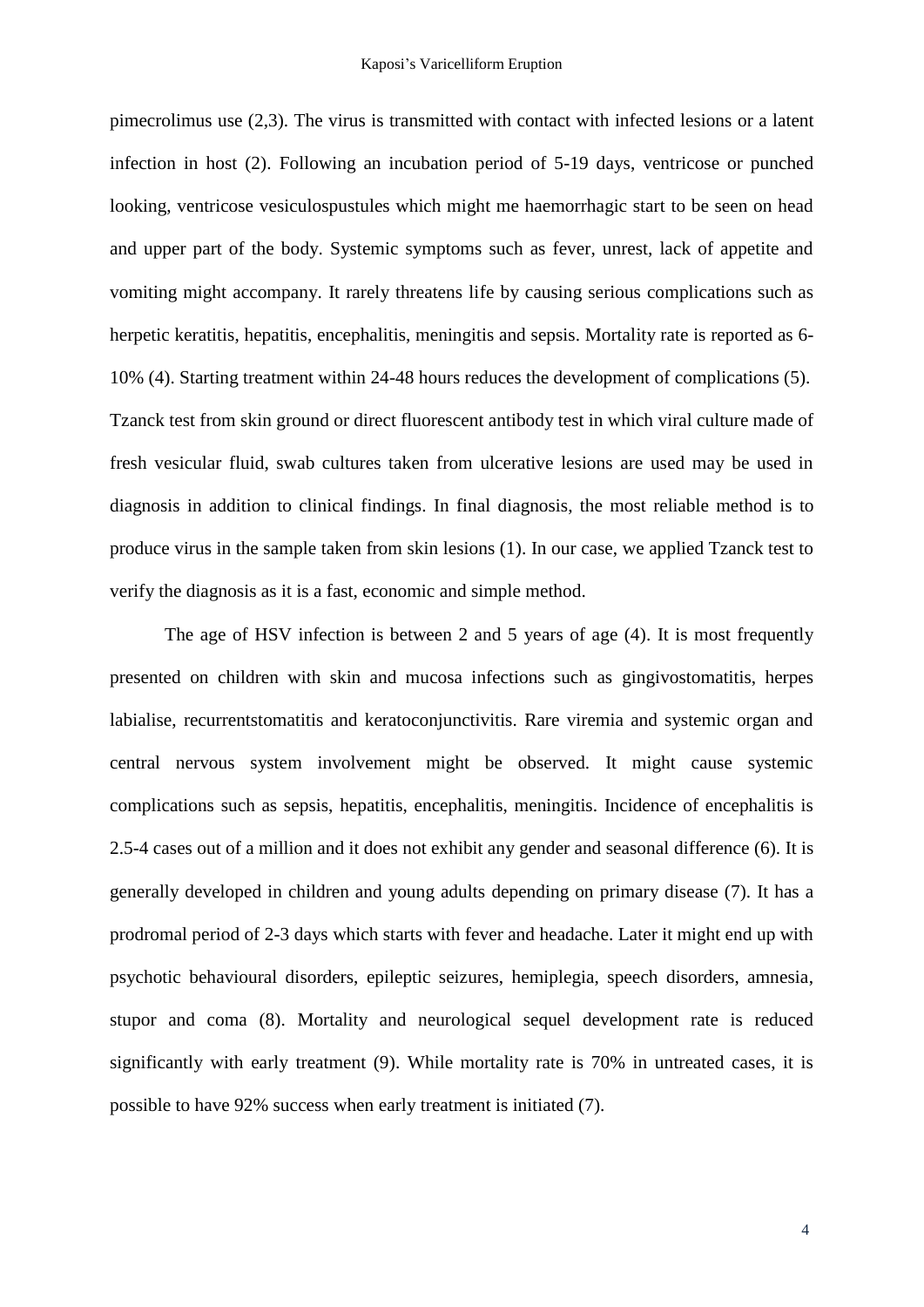pimecrolimus use (2,3). The virus is transmitted with contact with infected lesions or a latent infection in host (2). Following an incubation period of 5-19 days, ventricose or punched looking, ventricose vesiculospustules which might me haemorrhagic start to be seen on head and upper part of the body. Systemic symptoms such as fever, unrest, lack of appetite and vomiting might accompany. It rarely threatens life by causing serious complications such as herpetic keratitis, hepatitis, encephalitis, meningitis and sepsis. Mortality rate is reported as 6-10% (4). Starting treatment within 24-48 hours reduces the development of complications (5). Tzanck test from skin ground or direct fluorescent antibody test in which viral culture made of fresh vesicular fluid, swab cultures taken from ulcerative lesions are used may be used in diagnosis in addition to clinical findings. In final diagnosis, the most reliable method is to produce virus in the sample taken from skin lesions (1). In our case, we applied Tzanck test to verify the diagnosis as it is a fast, economic and simple method.

The age of HSV infection is between 2 and 5 years of age (4). It is most frequently presented on children with skin and mucosa infections such as gingivostomatitis, herpes labialise, recurrentstomatitis and keratoconjunctivitis. Rare viremia and systemic organ and central nervous system involvement might be observed. It might cause systemic complications such as sepsis, hepatitis, encephalitis, meningitis. Incidence of encephalitis is 2.5-4 cases out of a million and it does not exhibit any gender and seasonal difference (6). It is generally developed in children and young adults depending on primary disease (7). It has a prodromal period of 2-3 days which starts with fever and headache. Later it might end up with psychotic behavioural disorders, epileptic seizures, hemiplegia, speech disorders, amnesia, stupor and coma (8). Mortality and neurological sequel development rate is reduced significantly with early treatment (9). While mortality rate is 70% in untreated cases, it is possible to have 92% success when early treatment is initiated (7).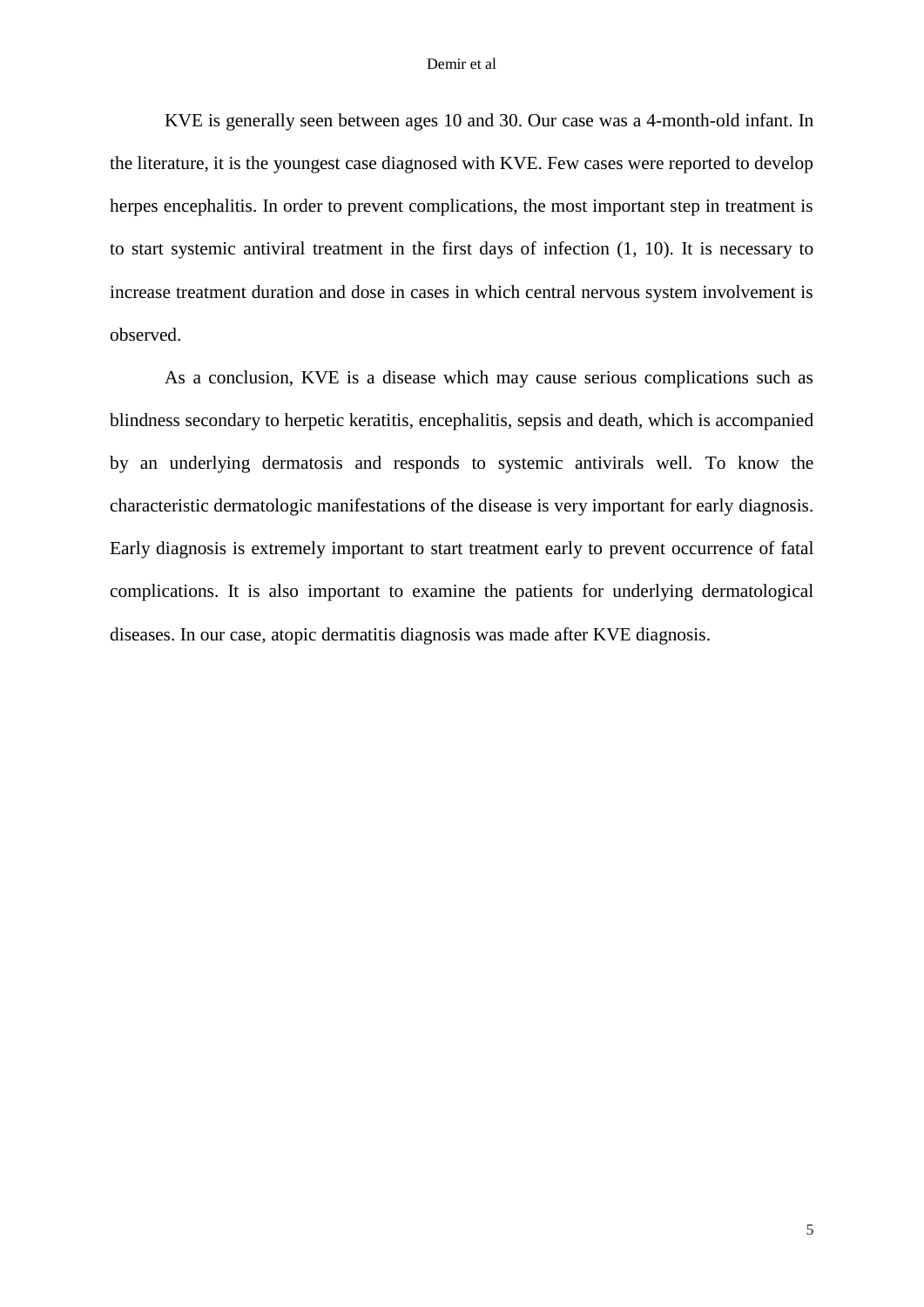KVE is generally seen between ages 10 and 30. Our case was a 4-month-old infant. In the literature, it is the youngest case diagnosed with KVE. Few cases were reported to develop herpes encephalitis. In order to prevent complications, the most important step in treatment is to start systemic antiviral treatment in the first days of infection (1, 10). It is necessary to increase treatment duration and dose in cases in which central nervous system involvement is observed.

As a conclusion, KVE is a disease which may cause serious complications such as blindness secondary to herpetic keratitis, encephalitis, sepsis and death, which is accompanied by an underlying dermatosis and responds to systemic antivirals well. To know the characteristic dermatologic manifestations of the disease is very important for early diagnosis. Early diagnosis is extremely important to start treatment early to prevent occurrence of fatal complications. It is also important to examine the patients for underlying dermatological diseases. In our case, atopic dermatitis diagnosis was made after KVE diagnosis.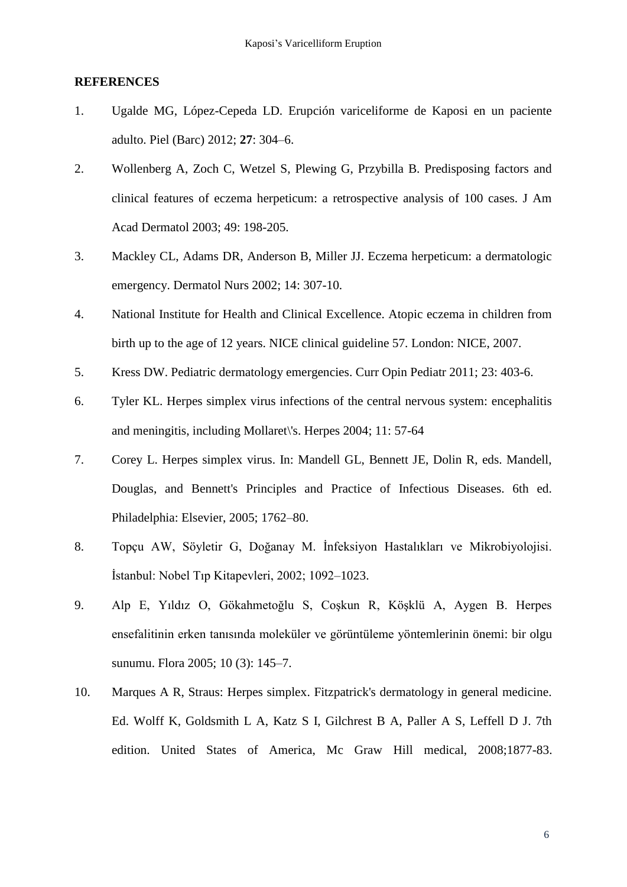**REFERENCES**

1. Ugalde MG, López-Cepeda LD. Erupción variceliforme de Kaposi en un paciente adulto. Piel (Barc) 2012; **27**: 304–6.
2. Wollenberg A, Zoch C, Wetzel S, Plewing G, Przybilla B. Predisposing factors and clinical features of eczema herpeticum: a retrospective analysis of 100 cases. J Am Acad Dermatol 2003; 49: 198-205.
3. Mackley CL, Adams DR, Anderson B, Miller JJ. Eczema herpeticum: a dermatologic emergency. Dermatol Nurs 2002; 14: 307-10.
4. National Institute for Health and Clinical Excellence. Atopic eczema in children from birth up to the age of 12 years. NICE clinical guideline 57. London: NICE, 2007.
5. Kress DW. Pediatric dermatology emergencies. Curr Opin Pediatr 2011; 23: 403-6.
6. Tyler KL. Herpes simplex virus infections of the central nervous system: encephalitis and meningitis, including Mollaret\'s. Herpes 2004; 11: 57-64
7. Corey L. Herpes simplex virus. In: Mandell GL, Bennett JE, Dolin R, eds. Mandell, Douglas, and Bennett's Principles and Practice of Infectious Diseases. 6th ed. Philadelphia: Elsevier, 2005; 1762–80.
8. Topçu AW, Söyletir G, Doğanay M. İnfeksiyon Hastalıkları ve Mikrobiyolojisi. İstanbul: Nobel Tıp Kitapevleri, 2002; 1092–1023.
9. Alp E, Yıldız O, Gökahmetoğlu S, Coşkun R, Köşklü A, Aygen B. Herpes ensefalitinin erken tanısında moleküler ve görüntüleme yöntemlerinin önemi: bir olgu sunumu. Flora 2005; 10 (3): 145–7.
10. Marques A R, Straus: Herpes simplex. Fitzpatrick's dermatology in general medicine. Ed. Wolff K, Goldsmith L A, Katz S I, Gilchrest B A, Paller A S, Leffell D J. 7th edition. United States of America, Mc Graw Hill medical, 2008;1877-83.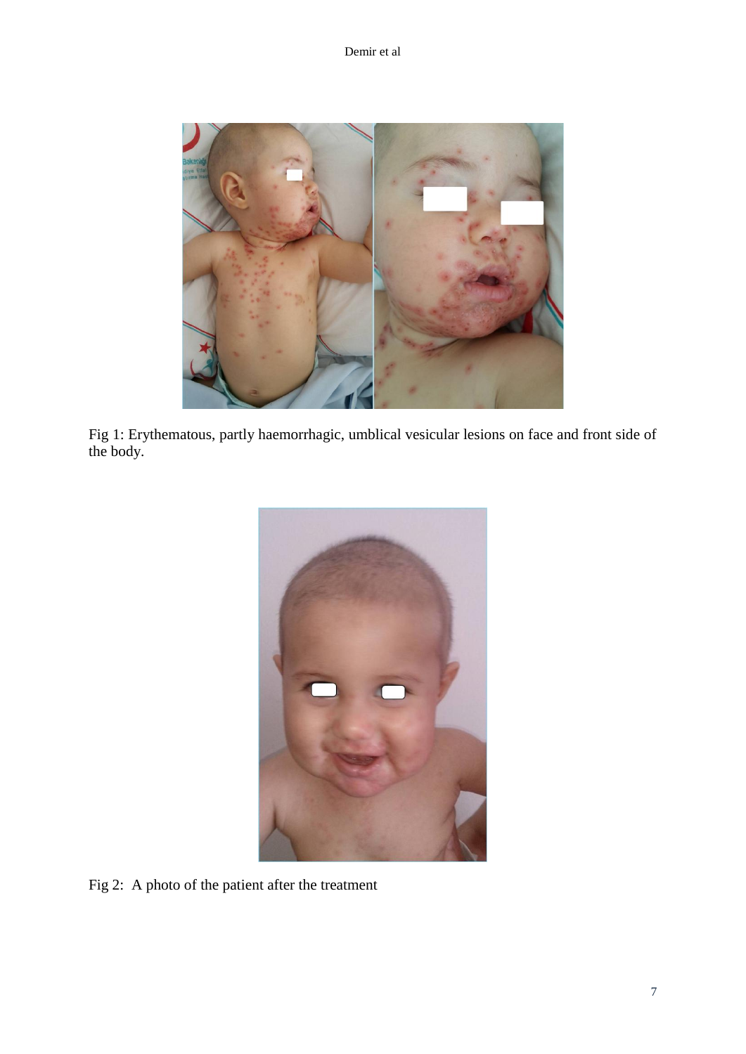Fig 1: Erythematous, partly haemorrhagic, umblical vesicular lesions on face and front side of the body.

Fig 2: A photo of the patient after the treatment